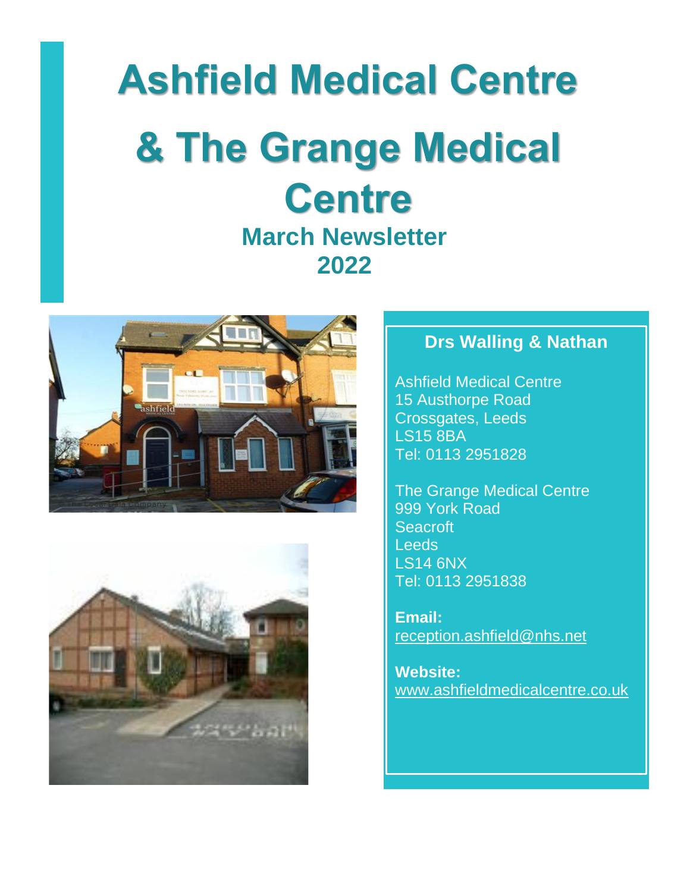# Ashfield Medical Centre

# & The Grange Medical Centre

## March Newsletter 2022

### Drs Walling & Nathan

Ashfield Medical Centre
15 Austhorpe Road
Crossgates, Leeds
LS15 8BA
Tel: 0113 2951828

The Grange Medical Centre
999 York Road
Seacroft
Leeds
LS14 6NX
Tel: 0113 2951838

**Email:**
reception.ashfield@nhs.net

**Website:**
www.ashfieldmedicalcentre.co.uk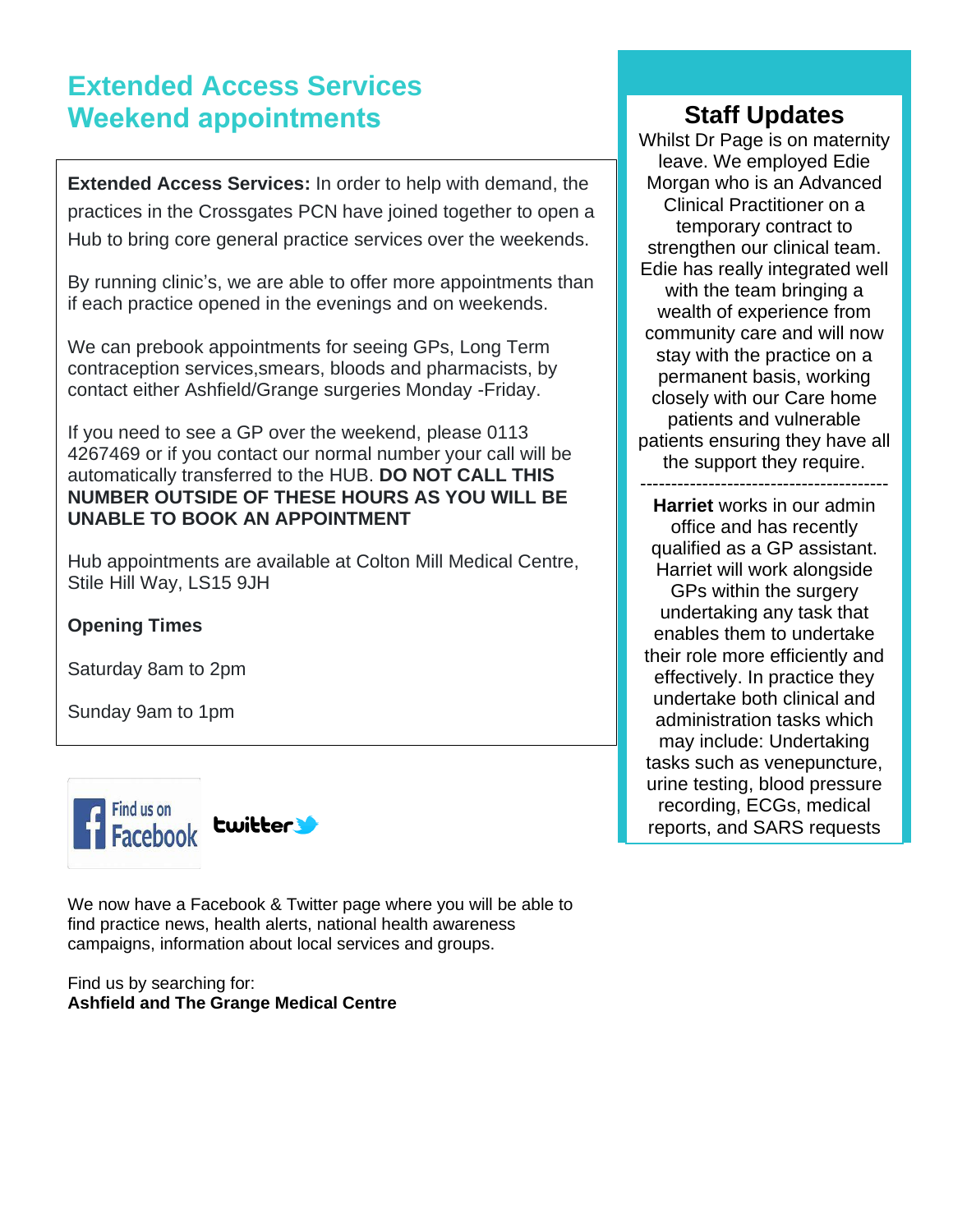# Extended Access Services
# Weekend appointments

**Extended Access Services:** In order to help with demand, the practices in the Crossgates PCN have joined together to open a Hub to bring core general practice services over the weekends.

By running clinic's, we are able to offer more appointments than if each practice opened in the evenings and on weekends.

We can prebook appointments for seeing GPs, Long Term contraception services,smears, bloods and pharmacists, by contact either Ashfield/Grange surgeries Monday -Friday.

If you need to see a GP over the weekend, please 0113 4267469 or if you contact our normal number your call will be automatically transferred to the HUB. **DO NOT CALL THIS NUMBER OUTSIDE OF THESE HOURS AS YOU WILL BE UNABLE TO BOOK AN APPOINTMENT**

Hub appointments are available at Colton Mill Medical Centre, Stile Hill Way, LS15 9JH

**Opening Times**

Saturday 8am to 2pm

Sunday 9am to 1pm

Find us on Facebook twitter

We now have a Facebook & Twitter page where you will be able to find practice news, health alerts, national health awareness campaigns, information about local services and groups.

Find us by searching for:
**Ashfield and The Grange Medical Centre**

## Staff Updates

Whilst Dr Page is on maternity leave. We employed Edie Morgan who is an Advanced Clinical Practitioner on a temporary contract to strengthen our clinical team. Edie has really integrated well with the team bringing a wealth of experience from community care and will now stay with the practice on a permanent basis, working closely with our Care home patients and vulnerable patients ensuring they have all the support they require.

---

**Harriet** works in our admin office and has recently qualified as a GP assistant. Harriet will work alongside GPs within the surgery undertaking any task that enables them to undertake their role more efficiently and effectively. In practice they undertake both clinical and administration tasks which may include: Undertaking tasks such as venepuncture, urine testing, blood pressure recording, ECGs, medical reports, and SARS requests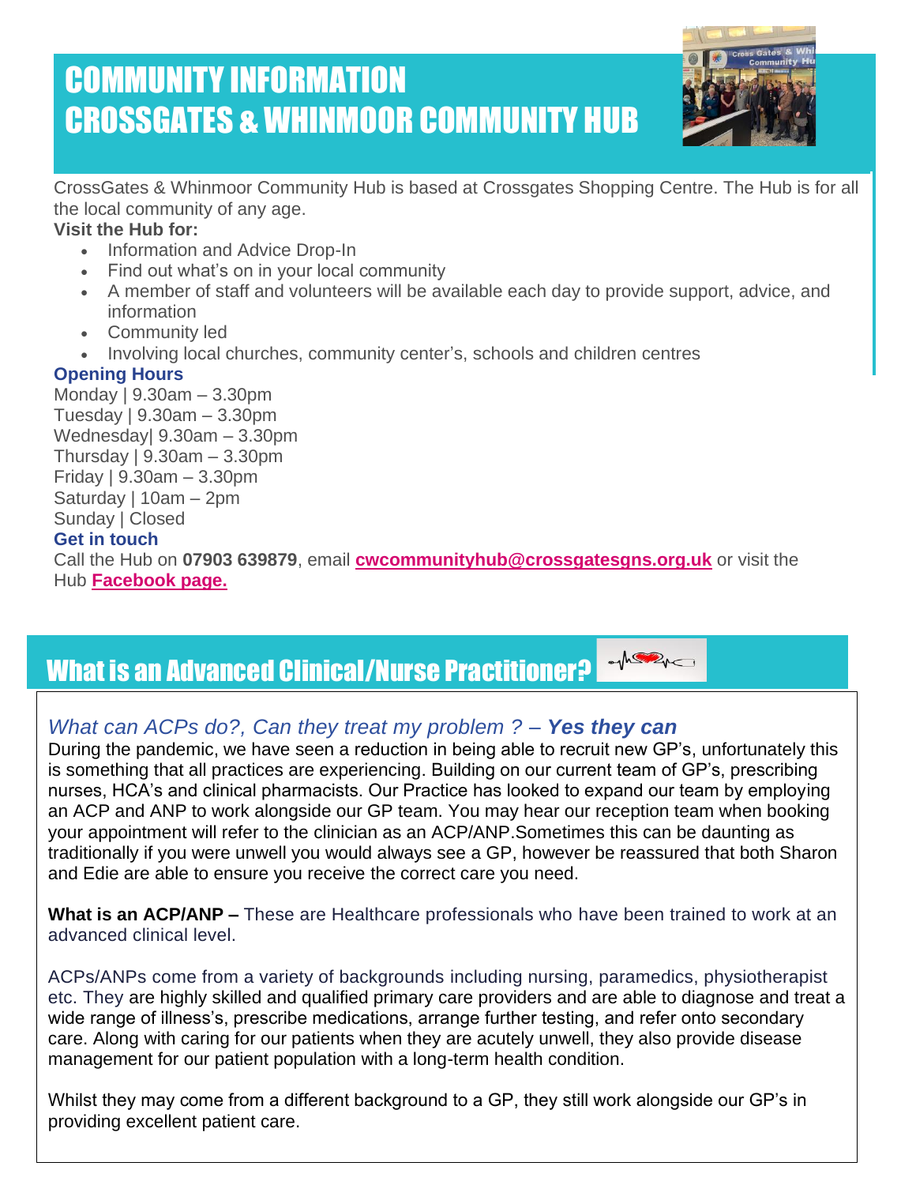# COMMUNITY INFORMATION
# CROSSGATES & WHINMOOR COMMUNITY HUB

CrossGates & Whinmoor Community Hub is based at Crossgates Shopping Centre. The Hub is for all the local community of any age.

**Visit the Hub for:**

- Information and Advice Drop-In
- Find out what's on in your local community
- A member of staff and volunteers will be available each day to provide support, advice, and information
- Community led
- Involving local churches, community center's, schools and children centres

**Opening Hours**

Monday | 9.30am – 3.30pm
Tuesday | 9.30am – 3.30pm
Wednesday| 9.30am – 3.30pm
Thursday | 9.30am – 3.30pm
Friday | 9.30am – 3.30pm
Saturday | 10am – 2pm
Sunday | Closed

**Get in touch**

Call the Hub on **07903 639879**, email **cwcommunityhub@crossgatesgns.org.uk** or visit the Hub **Facebook page.**

# What is an Advanced Clinical/Nurse Practitioner?

*What can ACPs do?, Can they treat my problem ? – **Yes they can***

During the pandemic, we have seen a reduction in being able to recruit new GP's, unfortunately this is something that all practices are experiencing. Building on our current team of GP's, prescribing nurses, HCA's and clinical pharmacists. Our Practice has looked to expand our team by employing an ACP and ANP to work alongside our GP team. You may hear our reception team when booking your appointment will refer to the clinician as an ACP/ANP.Sometimes this can be daunting as traditionally if you were unwell you would always see a GP, however be reassured that both Sharon and Edie are able to ensure you receive the correct care you need.

**What is an ACP/ANP –** These are Healthcare professionals who have been trained to work at an advanced clinical level.

ACPs/ANPs come from a variety of backgrounds including nursing, paramedics, physiotherapist etc. They are highly skilled and qualified primary care providers and are able to diagnose and treat a wide range of illness's, prescribe medications, arrange further testing, and refer onto secondary care. Along with caring for our patients when they are acutely unwell, they also provide disease management for our patient population with a long-term health condition.

Whilst they may come from a different background to a GP, they still work alongside our GP's in providing excellent patient care.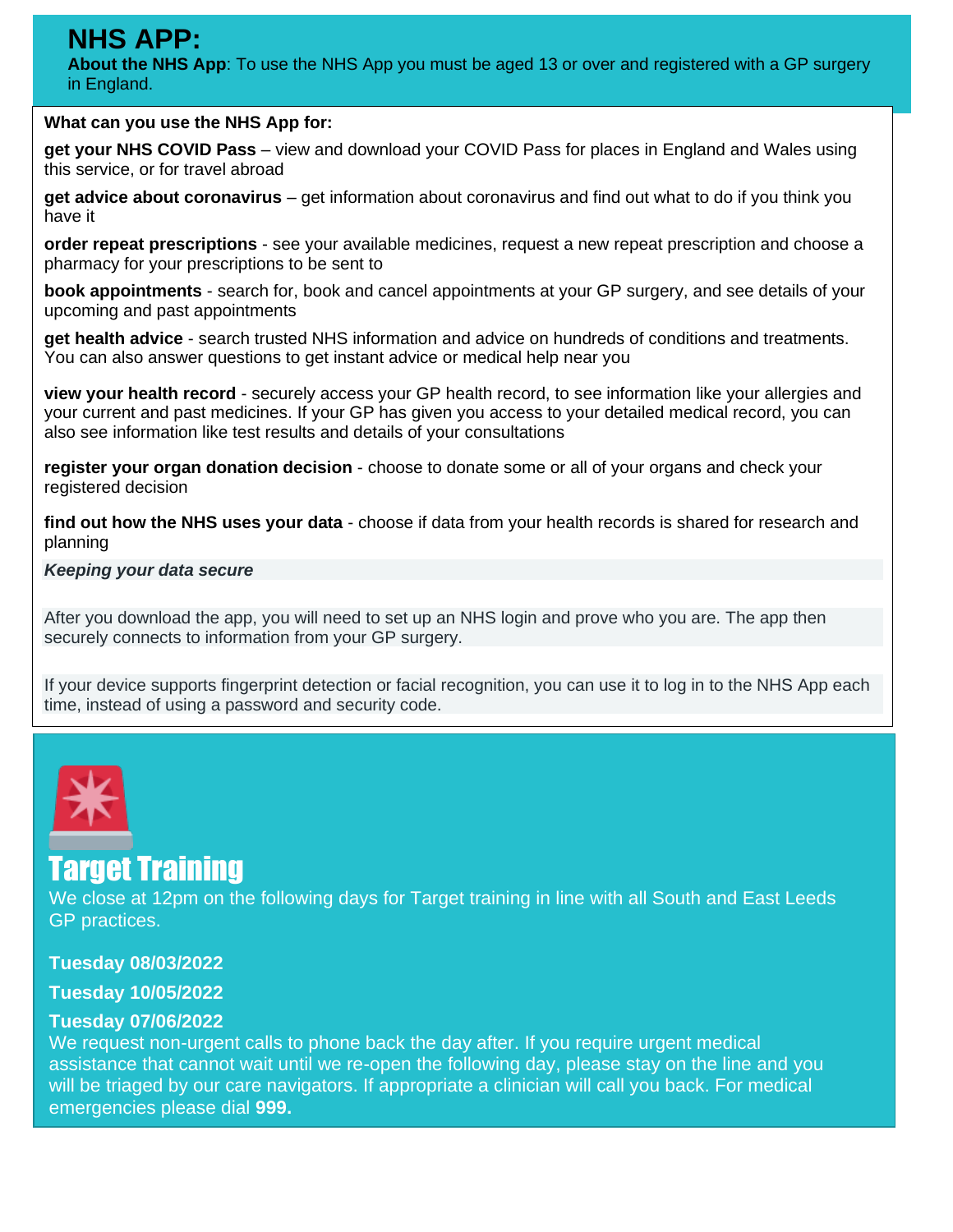# NHS APP:

**About the NHS App**: To use the NHS App you must be aged 13 or over and registered with a GP surgery in England.

**What can you use the NHS App for:**

**get your NHS COVID Pass** – view and download your COVID Pass for places in England and Wales using this service, or for travel abroad

**get advice about coronavirus** – get information about coronavirus and find out what to do if you think you have it

**order repeat prescriptions** - see your available medicines, request a new repeat prescription and choose a pharmacy for your prescriptions to be sent to

**book appointments** - search for, book and cancel appointments at your GP surgery, and see details of your upcoming and past appointments

**get health advice** - search trusted NHS information and advice on hundreds of conditions and treatments. You can also answer questions to get instant advice or medical help near you

**view your health record** - securely access your GP health record, to see information like your allergies and your current and past medicines. If your GP has given you access to your detailed medical record, you can also see information like test results and details of your consultations

**register your organ donation decision** - choose to donate some or all of your organs and check your registered decision

**find out how the NHS uses your data** - choose if data from your health records is shared for research and planning

***Keeping your data secure***

After you download the app, you will need to set up an NHS login and prove who you are. The app then securely connects to information from your GP surgery.

If your device supports fingerprint detection or facial recognition, you can use it to log in to the NHS App each time, instead of using a password and security code.

## Target Training

We close at 12pm on the following days for Target training in line with all South and East Leeds GP practices.

**Tuesday 08/03/2022**

**Tuesday 10/05/2022**

**Tuesday 07/06/2022**

We request non-urgent calls to phone back the day after. If you require urgent medical assistance that cannot wait until we re-open the following day, please stay on the line and you will be triaged by our care navigators. If appropriate a clinician will call you back. For medical emergencies please dial **999.**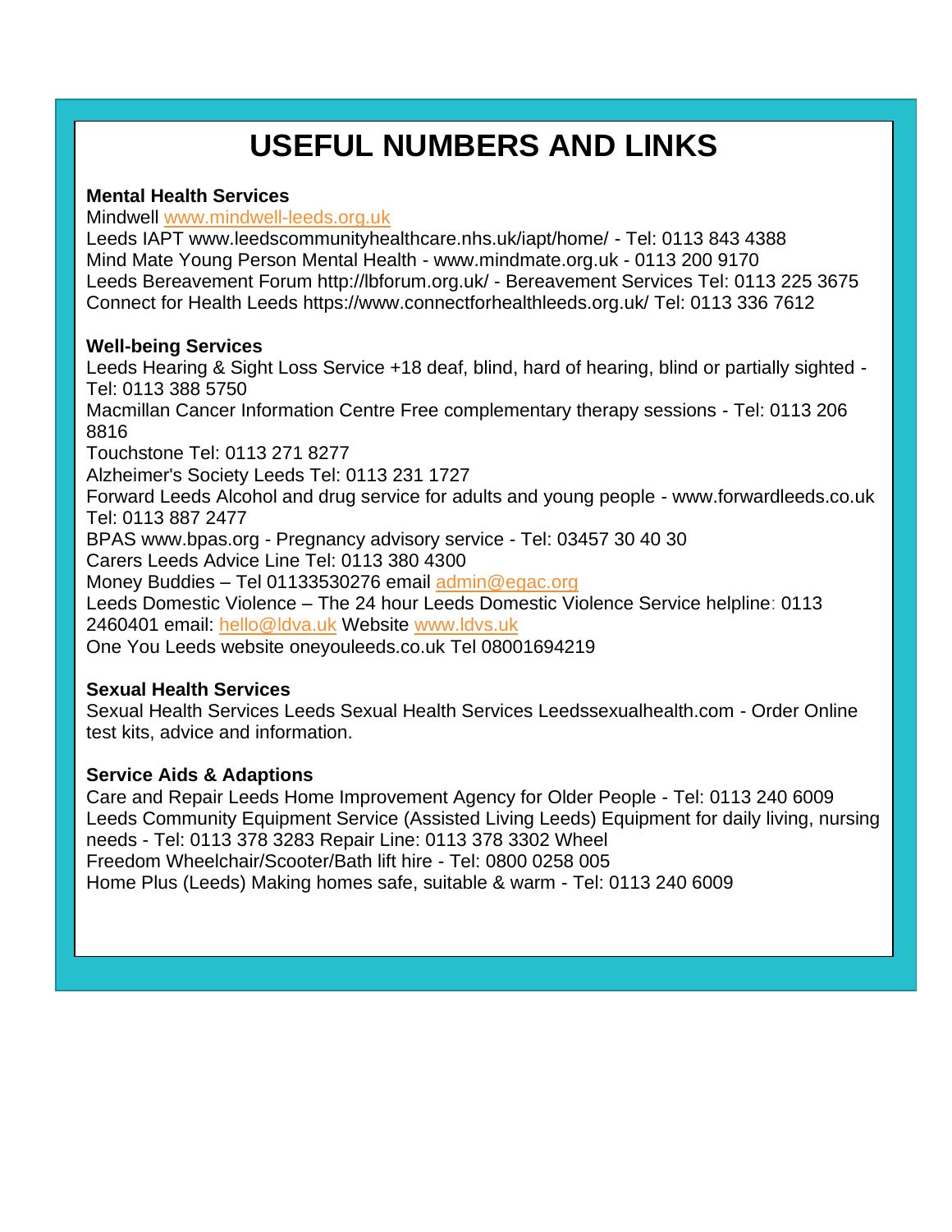# USEFUL NUMBERS AND LINKS

**Mental Health Services**

Mindwell www.mindwell-leeds.org.uk

Leeds IAPT www.leedscommunityhealthcare.nhs.uk/iapt/home/ - Tel: 0113 843 4388

Mind Mate Young Person Mental Health - www.mindmate.org.uk - 0113 200 9170

Leeds Bereavement Forum http://lbforum.org.uk/ - Bereavement Services Tel: 0113 225 3675

Connect for Health Leeds https://www.connectforhealthleeds.org.uk/ Tel: 0113 336 7612

**Well-being Services**

Leeds Hearing & Sight Loss Service +18 deaf, blind, hard of hearing, blind or partially sighted - Tel: 0113 388 5750

Macmillan Cancer Information Centre Free complementary therapy sessions - Tel: 0113 206 8816

Touchstone Tel: 0113 271 8277

Alzheimer's Society Leeds Tel: 0113 231 1727

Forward Leeds Alcohol and drug service for adults and young people - www.forwardleeds.co.uk Tel: 0113 887 2477

BPAS www.bpas.org - Pregnancy advisory service - Tel: 03457 30 40 30

Carers Leeds Advice Line Tel: 0113 380 4300

Money Buddies – Tel 01133530276 email admin@egac.org

Leeds Domestic Violence – The 24 hour Leeds Domestic Violence Service helpline: 0113 2460401 email: hello@ldva.uk Website www.ldvs.uk

One You Leeds website oneyouleeds.co.uk Tel 08001694219

**Sexual Health Services**

Sexual Health Services Leeds Sexual Health Services Leedssexualhealth.com - Order Online test kits, advice and information.

**Service Aids & Adaptions**

Care and Repair Leeds Home Improvement Agency for Older People - Tel: 0113 240 6009

Leeds Community Equipment Service (Assisted Living Leeds) Equipment for daily living, nursing needs - Tel: 0113 378 3283 Repair Line: 0113 378 3302 Wheel Freedom Wheelchair/Scooter/Bath lift hire - Tel: 0800 0258 005

Home Plus (Leeds) Making homes safe, suitable & warm - Tel: 0113 240 6009